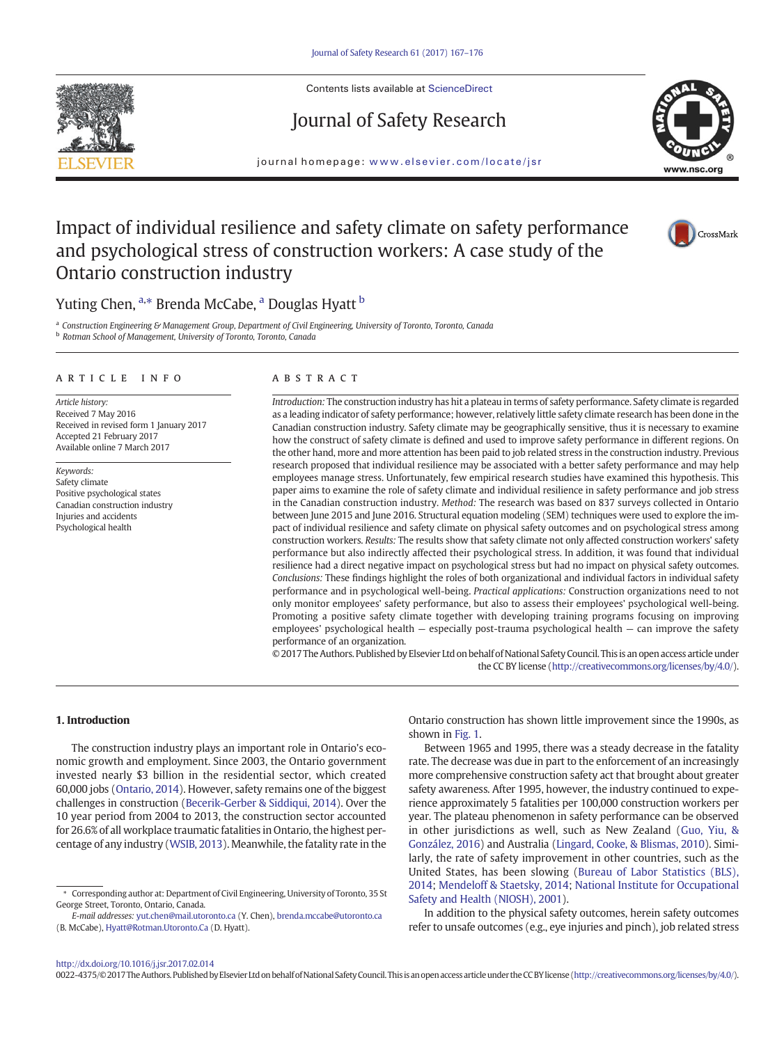# Impact of individual resilience and safety climate on safety performance and psychological stress of construction workers: A case study of the Ontario construction industry

Yuting Chen, [a,*] Brenda McCabe, [a] Douglas Hyatt [b]

[a] Construction Engineering & Management Group, Department of Civil Engineering, University of Toronto, Toronto, Canada
[b] Rotman School of Management, University of Toronto, Toronto, Canada

## ARTICLE INFO

*Article history:*
Received 7 May 2016
Received in revised form 1 January 2017
Accepted 21 February 2017
Available online 7 March 2017

*Keywords:*
Safety climate
Positive psychological states
Canadian construction industry
Injuries and accidents
Psychological health

## ABSTRACT

*Introduction:* The construction industry has hit a plateau in terms of safety performance. Safety climate is regarded as a leading indicator of safety performance; however, relatively little safety climate research has been done in the Canadian construction industry. Safety climate may be geographically sensitive, thus it is necessary to examine how the construct of safety climate is defined and used to improve safety performance in different regions. On the other hand, more and more attention has been paid to job related stress in the construction industry. Previous research proposed that individual resilience may be associated with a better safety performance and may help employees manage stress. Unfortunately, few empirical research studies have examined this hypothesis. This paper aims to examine the role of safety climate and individual resilience in safety performance and job stress in the Canadian construction industry. *Method:* The research was based on 837 surveys collected in Ontario between June 2015 and June 2016. Structural equation modeling (SEM) techniques were used to explore the impact of individual resilience and safety climate on physical safety outcomes and on psychological stress among construction workers. *Results:* The results show that safety climate not only affected construction workers' safety performance but also indirectly affected their psychological stress. In addition, it was found that individual resilience had a direct negative impact on psychological stress but had no impact on physical safety outcomes. *Conclusions:* These findings highlight the roles of both organizational and individual factors in individual safety performance and in psychological well-being. *Practical applications:* Construction organizations need to not only monitor employees' safety performance, but also to assess their employees' psychological well-being. Promoting a positive safety climate together with developing training programs focusing on improving employees' psychological health — especially post-trauma psychological health — can improve the safety performance of an organization.

© 2017 The Authors. Published by Elsevier Ltd on behalf of National Safety Council. This is an open access article under the CC BY license (http://creativecommons.org/licenses/by/4.0/).

## 1. Introduction

The construction industry plays an important role in Ontario's economic growth and employment. Since 2003, the Ontario government invested nearly $3 billion in the residential sector, which created 60,000 jobs (Ontario, 2014). However, safety remains one of the biggest challenges in construction (Becerik-Gerber & Siddiqui, 2014). Over the 10 year period from 2004 to 2013, the construction sector accounted for 26.6% of all workplace traumatic fatalities in Ontario, the highest percentage of any industry (WSIB, 2013). Meanwhile, the fatality rate in the Ontario construction has shown little improvement since the 1990s, as shown in Fig. 1.

Between 1965 and 1995, there was a steady decrease in the fatality rate. The decrease was due in part to the enforcement of an increasingly more comprehensive construction safety act that brought about greater safety awareness. After 1995, however, the industry continued to experience approximately 5 fatalities per 100,000 construction workers per year. The plateau phenomenon in safety performance can be observed in other jurisdictions as well, such as New Zealand (Guo, Yiu, & González, 2016) and Australia (Lingard, Cooke, & Blismas, 2010). Similarly, the rate of safety improvement in other countries, such as the United States, has been slowing (Bureau of Labor Statistics (BLS), 2014; Mendeloff & Staetsky, 2014; National Institute for Occupational Safety and Health (NIOSH), 2001).

In addition to the physical safety outcomes, herein safety outcomes refer to unsafe outcomes (e.g., eye injuries and pinch), job related stress

---

* Corresponding author at: Department of Civil Engineering, University of Toronto, 35 St George Street, Toronto, Ontario, Canada.
*E-mail addresses:* yut.chen@mail.utoronto.ca (Y. Chen), brenda.mccabe@utoronto.ca (B. McCabe), Hyatt@Rotman.Utoronto.Ca (D. Hyatt).

http://dx.doi.org/10.1016/j.jsr.2017.02.014
0022-4375/© 2017 The Authors. Published by Elsevier Ltd on behalf of National Safety Council. This is an open access article under the CC BY license (http://creativecommons.org/licenses/by/4.0/).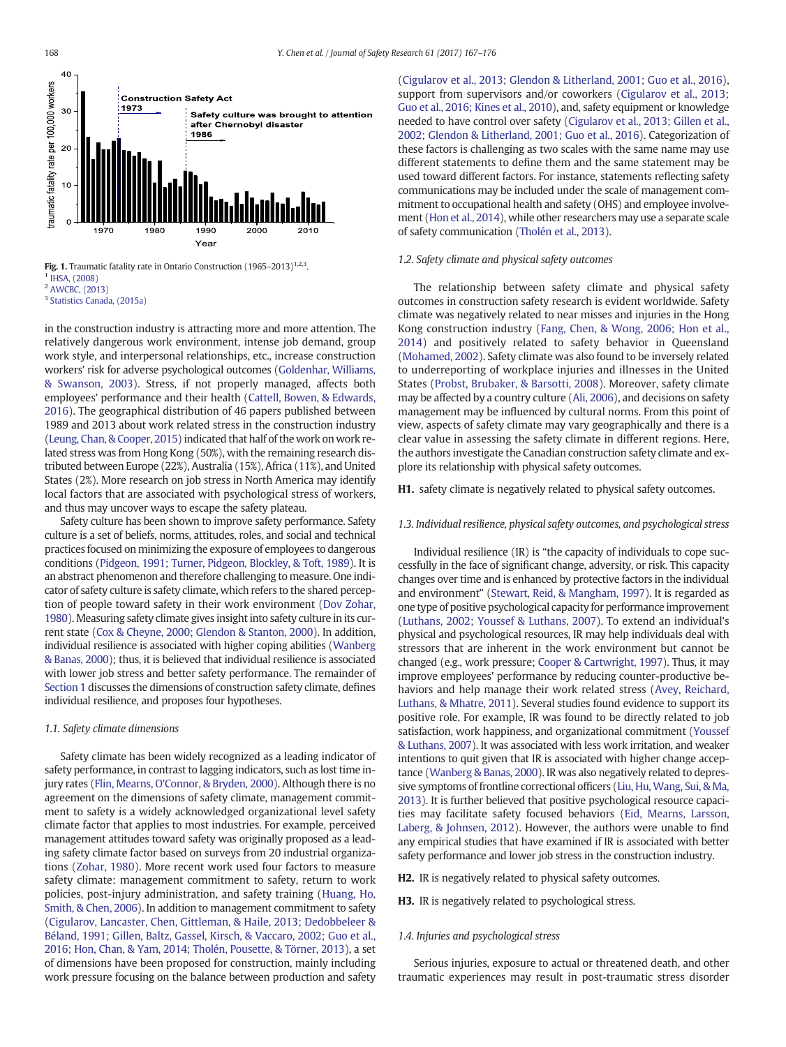Fig. 1. Traumatic fatality rate in Ontario Construction (1965–2013)[1,2,3].

[1] IHSA, (2008)

[2] AWCBC, (2013)

[3] Statistics Canada, (2015a)

in the construction industry is attracting more and more attention. The relatively dangerous work environment, intense job demand, group work style, and interpersonal relationships, etc., increase construction workers' risk for adverse psychological outcomes (Goldenhar, Williams, & Swanson, 2003). Stress, if not properly managed, affects both employees' performance and their health (Cattell, Bowen, & Edwards, 2016). The geographical distribution of 46 papers published between 1989 and 2013 about work related stress in the construction industry (Leung, Chan, & Cooper, 2015) indicated that half of the work on work related stress was from Hong Kong (50%), with the remaining research distributed between Europe (22%), Australia (15%), Africa (11%), and United States (2%). More research on job stress in North America may identify local factors that are associated with psychological stress of workers, and thus may uncover ways to escape the safety plateau.

Safety culture has been shown to improve safety performance. Safety culture is a set of beliefs, norms, attitudes, roles, and social and technical practices focused on minimizing the exposure of employees to dangerous conditions (Pidgeon, 1991; Turner, Pidgeon, Blockley, & Toft, 1989). It is an abstract phenomenon and therefore challenging to measure. One indicator of safety culture is safety climate, which refers to the shared perception of people toward safety in their work environment (Dov Zohar, 1980). Measuring safety climate gives insight into safety culture in its current state (Cox & Cheyne, 2000; Glendon & Stanton, 2000). In addition, individual resilience is associated with higher coping abilities (Wanberg & Banas, 2000); thus, it is believed that individual resilience is associated with lower job stress and better safety performance. The remainder of Section 1 discusses the dimensions of construction safety climate, defines individual resilience, and proposes four hypotheses.

### 1.1. Safety climate dimensions

Safety climate has been widely recognized as a leading indicator of safety performance, in contrast to lagging indicators, such as lost time injury rates (Flin, Mearns, O'Connor, & Bryden, 2000). Although there is no agreement on the dimensions of safety climate, management commitment to safety is a widely acknowledged organizational level safety climate factor that applies to most industries. For example, perceived management attitudes toward safety was originally proposed as a leading safety climate factor based on surveys from 20 industrial organizations (Zohar, 1980). More recent work used four factors to measure safety climate: management commitment to safety, return to work policies, post-injury administration, and safety training (Huang, Ho, Smith, & Chen, 2006). In addition to management commitment to safety (Cigularov, Lancaster, Chen, Gittleman, & Haile, 2013; Dedobbeleer & Béland, 1991; Gillen, Baltz, Gassel, Kirsch, & Vaccaro, 2002; Guo et al., 2016; Hon, Chan, & Yam, 2014; Tholén, Pousette, & Törner, 2013), a set of dimensions have been proposed for construction, mainly including work pressure focusing on the balance between production and safety (Cigularov et al., 2013; Glendon & Litherland, 2001; Guo et al., 2016), support from supervisors and/or coworkers (Cigularov et al., 2013; Guo et al., 2016; Kines et al., 2010), and, safety equipment or knowledge needed to have control over safety (Cigularov et al., 2013; Gillen et al., 2002; Glendon & Litherland, 2001; Guo et al., 2016). Categorization of these factors is challenging as two scales with the same name may use different statements to define them and the same statement may be used toward different factors. For instance, statements reflecting safety communications may be included under the scale of management commitment to occupational health and safety (OHS) and employee involvement (Hon et al., 2014), while other researchers may use a separate scale of safety communication (Tholén et al., 2013).

### 1.2. Safety climate and physical safety outcomes

The relationship between safety climate and physical safety outcomes in construction safety research is evident worldwide. Safety climate was negatively related to near misses and injuries in the Hong Kong construction industry (Fang, Chen, & Wong, 2006; Hon et al., 2014) and positively related to safety behavior in Queensland (Mohamed, 2002). Safety climate was also found to be inversely related to underreporting of workplace injuries and illnesses in the United States (Probst, Brubaker, & Barsotti, 2008). Moreover, safety climate may be affected by a country culture (Ali, 2006), and decisions on safety management may be influenced by cultural norms. From this point of view, aspects of safety climate may vary geographically and there is a clear value in assessing the safety climate in different regions. Here, the authors investigate the Canadian construction safety climate and explore its relationship with physical safety outcomes.

**H1.** safety climate is negatively related to physical safety outcomes.

### 1.3. Individual resilience, physical safety outcomes, and psychological stress

Individual resilience (IR) is "the capacity of individuals to cope successfully in the face of significant change, adversity, or risk. This capacity changes over time and is enhanced by protective factors in the individual and environment" (Stewart, Reid, & Mangham, 1997). It is regarded as one type of positive psychological capacity for performance improvement (Luthans, 2002; Youssef & Luthans, 2007). To extend an individual's physical and psychological resources, IR may help individuals deal with stressors that are inherent in the work environment but cannot be changed (e.g., work pressure; Cooper & Cartwright, 1997). Thus, it may improve employees' performance by reducing counter-productive behaviors and help manage their work related stress (Avey, Reichard, Luthans, & Mhatre, 2011). Several studies found evidence to support its positive role. For example, IR was found to be directly related to job satisfaction, work happiness, and organizational commitment (Youssef & Luthans, 2007). It was associated with less work irritation, and weaker intentions to quit given that IR is associated with higher change acceptance (Wanberg & Banas, 2000). IR was also negatively related to depressive symptoms of frontline correctional officers (Liu, Hu, Wang, Sui, & Ma, 2013). It is further believed that positive psychological resource capacities may facilitate safety focused behaviors (Eid, Mearns, Larsson, Laberg, & Johnsen, 2012). However, the authors were unable to find any empirical studies that have examined if IR is associated with better safety performance and lower job stress in the construction industry.

**H2.** IR is negatively related to physical safety outcomes.

**H3.** IR is negatively related to psychological stress.

### 1.4. Injuries and psychological stress

Serious injuries, exposure to actual or threatened death, and other traumatic experiences may result in post-traumatic stress disorder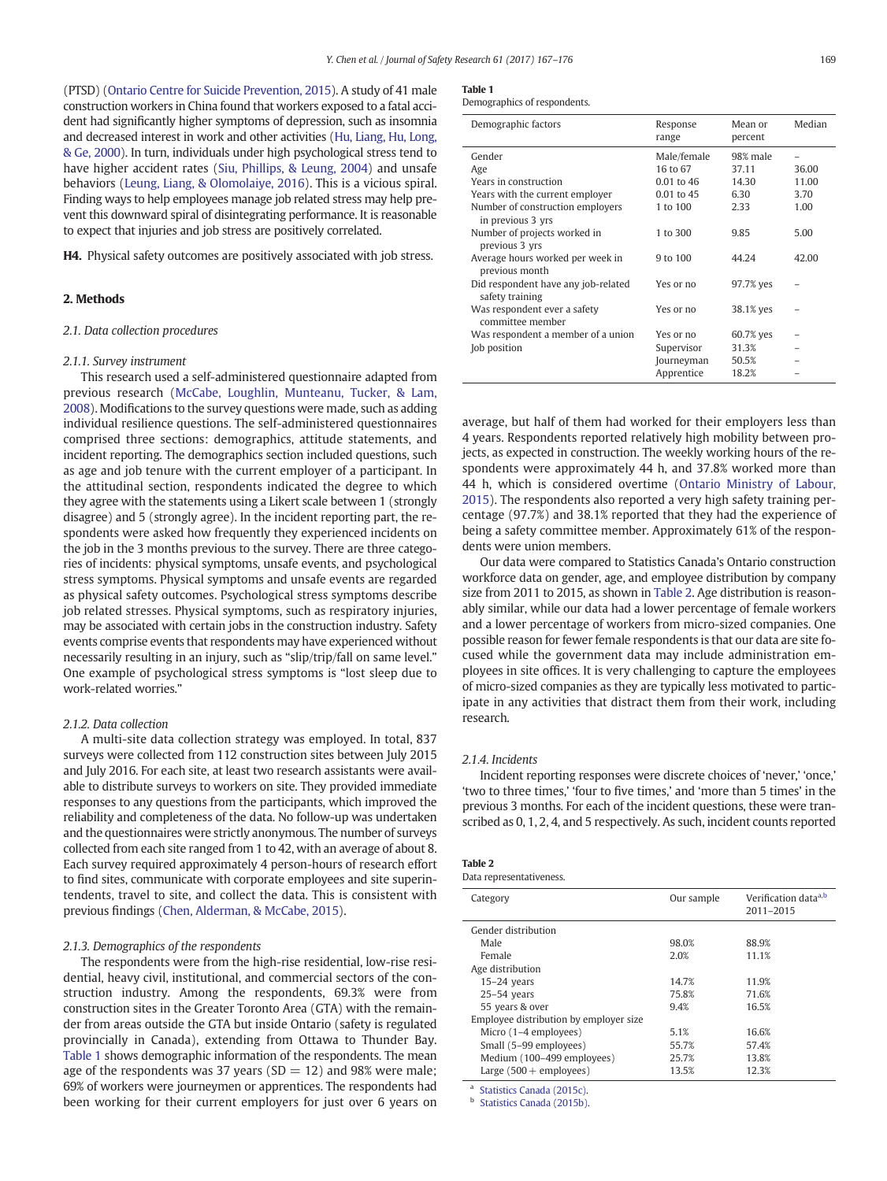(PTSD) (Ontario Centre for Suicide Prevention, 2015). A study of 41 male construction workers in China found that workers exposed to a fatal accident had significantly higher symptoms of depression, such as insomnia and decreased interest in work and other activities (Hu, Liang, Hu, Long, & Ge, 2000). In turn, individuals under high psychological stress tend to have higher accident rates (Siu, Phillips, & Leung, 2004) and unsafe behaviors (Leung, Liang, & Olomolaiye, 2016). This is a vicious spiral. Finding ways to help employees manage job related stress may help prevent this downward spiral of disintegrating performance. It is reasonable to expect that injuries and job stress are positively correlated.

**H4.** Physical safety outcomes are positively associated with job stress.

## 2. Methods

### 2.1. Data collection procedures

#### 2.1.1. Survey instrument

This research used a self-administered questionnaire adapted from previous research (McCabe, Loughlin, Munteanu, Tucker, & Lam, 2008). Modifications to the survey questions were made, such as adding individual resilience questions. The self-administered questionnaires comprised three sections: demographics, attitude statements, and incident reporting. The demographics section included questions, such as age and job tenure with the current employer of a participant. In the attitudinal section, respondents indicated the degree to which they agree with the statements using a Likert scale between 1 (strongly disagree) and 5 (strongly agree). In the incident reporting part, the respondents were asked how frequently they experienced incidents on the job in the 3 months previous to the survey. There are three categories of incidents: physical symptoms, unsafe events, and psychological stress symptoms. Physical symptoms and unsafe events are regarded as physical safety outcomes. Psychological stress symptoms describe job related stresses. Physical symptoms, such as respiratory injuries, may be associated with certain jobs in the construction industry. Safety events comprise events that respondents may have experienced without necessarily resulting in an injury, such as "slip/trip/fall on same level." One example of psychological stress symptoms is "lost sleep due to work-related worries."

#### 2.1.2. Data collection

A multi-site data collection strategy was employed. In total, 837 surveys were collected from 112 construction sites between July 2015 and July 2016. For each site, at least two research assistants were available to distribute surveys to workers on site. They provided immediate responses to any questions from the participants, which improved the reliability and completeness of the data. No follow-up was undertaken and the questionnaires were strictly anonymous. The number of surveys collected from each site ranged from 1 to 42, with an average of about 8. Each survey required approximately 4 person-hours of research effort to find sites, communicate with corporate employees and site superintendents, travel to site, and collect the data. This is consistent with previous findings (Chen, Alderman, & McCabe, 2015).

#### 2.1.3. Demographics of the respondents

The respondents were from the high-rise residential, low-rise residential, heavy civil, institutional, and commercial sectors of the construction industry. Among the respondents, 69.3% were from construction sites in the Greater Toronto Area (GTA) with the remainder from areas outside the GTA but inside Ontario (safety is regulated provincially in Canada), extending from Ottawa to Thunder Bay. Table 1 shows demographic information of the respondents. The mean age of the respondents was 37 years (SD = 12) and 98% were male; 69% of workers were journeymen or apprentices. The respondents had been working for their current employers for just over 6 years on average, but half of them had worked for their employers less than 4 years. Respondents reported relatively high mobility between projects, as expected in construction. The weekly working hours of the respondents were approximately 44 h, and 37.8% worked more than 44 h, which is considered overtime (Ontario Ministry of Labour, 2015). The respondents also reported a very high safety training percentage (97.7%) and 38.1% reported that they had the experience of being a safety committee member. Approximately 61% of the respondents were union members.

**Table 1**
Demographics of respondents.

| Demographic factors | Response range | Mean or percent | Median |
|---|---|---|---|
| Gender | Male/female | 98% male | – |
| Age | 16 to 67 | 37.11 | 36.00 |
| Years in construction | 0.01 to 46 | 14.30 | 11.00 |
| Years with the current employer | 0.01 to 45 | 6.30 | 3.70 |
| Number of construction employers in previous 3 yrs | 1 to 100 | 2.33 | 1.00 |
| Number of projects worked in previous 3 yrs | 1 to 300 | 9.85 | 5.00 |
| Average hours worked per week in previous month | 9 to 100 | 44.24 | 42.00 |
| Did respondent have any job-related safety training | Yes or no | 97.7% yes | – |
| Was respondent ever a safety committee member | Yes or no | 38.1% yes | – |
| Was respondent a member of a union | Yes or no | 60.7% yes | – |
| Job position | Supervisor | 31.3% | – |
| | Journeyman | 50.5% | – |
| | Apprentice | 18.2% | – |

Our data were compared to Statistics Canada's Ontario construction workforce data on gender, age, and employee distribution by company size from 2011 to 2015, as shown in Table 2. Age distribution is reasonably similar, while our data had a lower percentage of female workers and a lower percentage of workers from micro-sized companies. One possible reason for fewer female respondents is that our data are site focused while the government data may include administration employees in site offices. It is very challenging to capture the employees of micro-sized companies as they are typically less motivated to participate in any activities that distract them from their work, including research.

#### 2.1.4. Incidents

Incident reporting responses were discrete choices of 'never,' 'once,' 'two to three times,' 'four to five times,' and 'more than 5 times' in the previous 3 months. For each of the incident questions, these were transcribed as 0, 1, 2, 4, and 5 respectively. As such, incident counts reported

**Table 2**
Data representativeness.

| Category | Our sample | Verification data[a,b] 2011–2015 |
|---|---|---|
| Gender distribution | | |
| Male | 98.0% | 88.9% |
| Female | 2.0% | 11.1% |
| Age distribution | | |
| 15–24 years | 14.7% | 11.9% |
| 25–54 years | 75.8% | 71.6% |
| 55 years & over | 9.4% | 16.5% |
| Employee distribution by employer size | | |
| Micro (1–4 employees) | 5.1% | 16.6% |
| Small (5–99 employees) | 55.7% | 57.4% |
| Medium (100–499 employees) | 25.7% | 13.8% |
| Large (500 + employees) | 13.5% | 12.3% |

[a] Statistics Canada (2015c).
[b] Statistics Canada (2015b).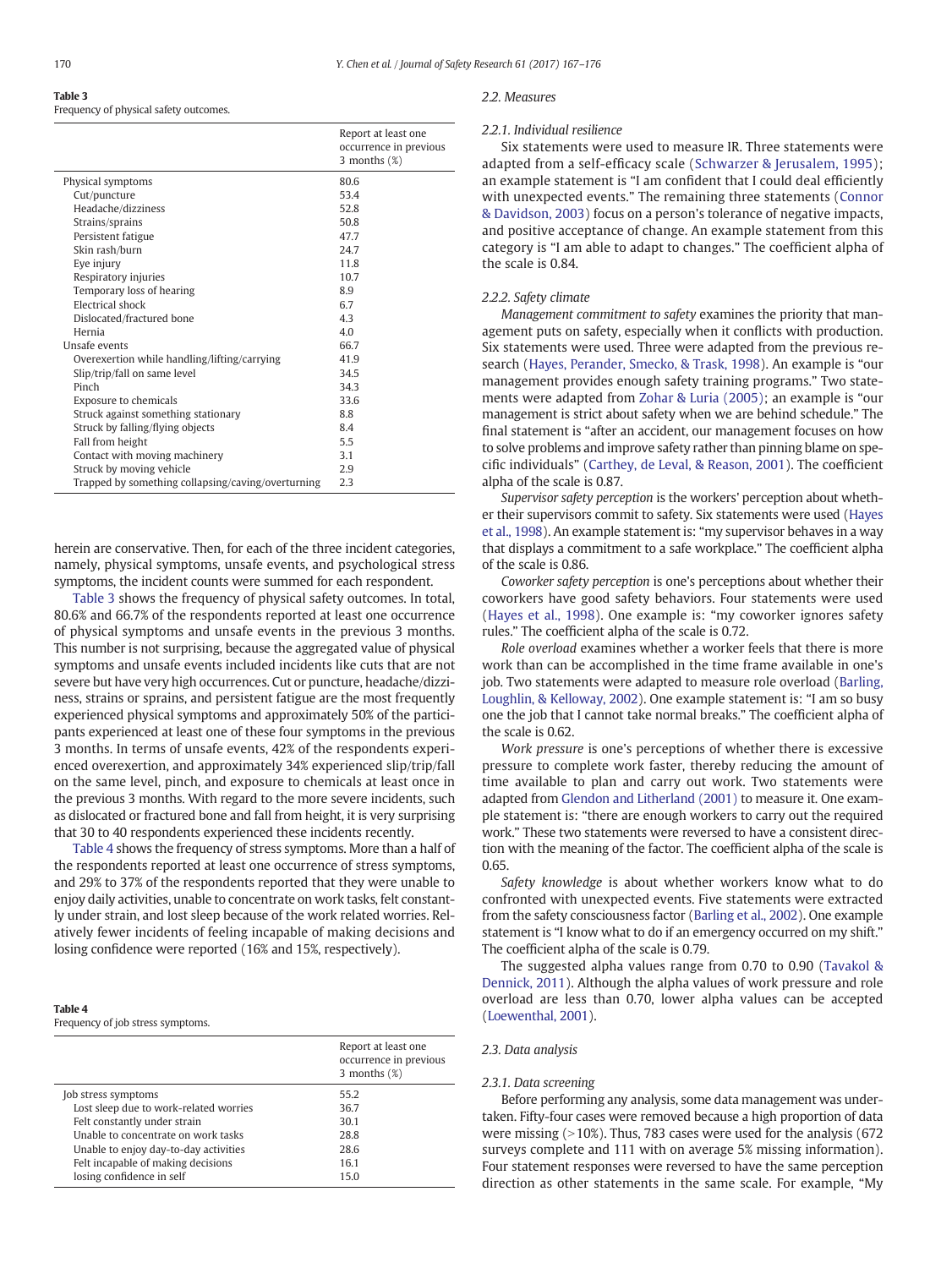**Table 3**
Frequency of physical safety outcomes.

| | Report at least one occurrence in previous 3 months (%) |
|---|---|
| Physical symptoms | 80.6 |
| Cut/puncture | 53.4 |
| Headache/dizziness | 52.8 |
| Strains/sprains | 50.8 |
| Persistent fatigue | 47.7 |
| Skin rash/burn | 24.7 |
| Eye injury | 11.8 |
| Respiratory injuries | 10.7 |
| Temporary loss of hearing | 8.9 |
| Electrical shock | 6.7 |
| Dislocated/fractured bone | 4.3 |
| Hernia | 4.0 |
| Unsafe events | 66.7 |
| Overexertion while handling/lifting/carrying | 41.9 |
| Slip/trip/fall on same level | 34.5 |
| Pinch | 34.3 |
| Exposure to chemicals | 33.6 |
| Struck against something stationary | 8.8 |
| Struck by falling/flying objects | 8.4 |
| Fall from height | 5.5 |
| Contact with moving machinery | 3.1 |
| Struck by moving vehicle | 2.9 |
| Trapped by something collapsing/caving/overturning | 2.3 |

herein are conservative. Then, for each of the three incident categories, namely, physical symptoms, unsafe events, and psychological stress symptoms, the incident counts were summed for each respondent.

Table 3 shows the frequency of physical safety outcomes. In total, 80.6% and 66.7% of the respondents reported at least one occurrence of physical symptoms and unsafe events in the previous 3 months. This number is not surprising, because the aggregated value of physical symptoms and unsafe events included incidents like cuts that are not severe but have very high occurrences. Cut or puncture, headache/dizziness, strains or sprains, and persistent fatigue are the most frequently experienced physical symptoms and approximately 50% of the participants experienced at least one of these four symptoms in the previous 3 months. In terms of unsafe events, 42% of the respondents experienced overexertion, and approximately 34% experienced slip/trip/fall on the same level, pinch, and exposure to chemicals at least once in the previous 3 months. With regard to the more severe incidents, such as dislocated or fractured bone and fall from height, it is very surprising that 30 to 40 respondents experienced these incidents recently.

Table 4 shows the frequency of stress symptoms. More than a half of the respondents reported at least one occurrence of stress symptoms, and 29% to 37% of the respondents reported that they were unable to enjoy daily activities, unable to concentrate on work tasks, felt constantly under strain, and lost sleep because of the work related worries. Relatively fewer incidents of feeling incapable of making decisions and losing confidence were reported (16% and 15%, respectively).

**Table 4**
Frequency of job stress symptoms.

| | Report at least one occurrence in previous 3 months (%) |
|---|---|
| Job stress symptoms | 55.2 |
| Lost sleep due to work-related worries | 36.7 |
| Felt constantly under strain | 30.1 |
| Unable to concentrate on work tasks | 28.8 |
| Unable to enjoy day-to-day activities | 28.6 |
| Felt incapable of making decisions | 16.1 |
| losing confidence in self | 15.0 |

### 2.2. Measures

#### 2.2.1. Individual resilience

Six statements were used to measure IR. Three statements were adapted from a self-efficacy scale (Schwarzer & Jerusalem, 1995); an example statement is "I am confident that I could deal efficiently with unexpected events." The remaining three statements (Connor & Davidson, 2003) focus on a person's tolerance of negative impacts, and positive acceptance of change. An example statement from this category is "I am able to adapt to changes." The coefficient alpha of the scale is 0.84.

#### 2.2.2. Safety climate

*Management commitment to safety* examines the priority that management puts on safety, especially when it conflicts with production. Six statements were used. Three were adapted from the previous research (Hayes, Perander, Smecko, & Trask, 1998). An example is "our management provides enough safety training programs." Two statements were adapted from Zohar & Luria (2005); an example is "our management is strict about safety when we are behind schedule." The final statement is "after an accident, our management focuses on how to solve problems and improve safety rather than pinning blame on specific individuals" (Carthey, de Leval, & Reason, 2001). The coefficient alpha of the scale is 0.87.

*Supervisor safety perception* is the workers' perception about whether their supervisors commit to safety. Six statements were used (Hayes et al., 1998). An example statement is: "my supervisor behaves in a way that displays a commitment to a safe workplace." The coefficient alpha of the scale is 0.86.

*Coworker safety perception* is one's perceptions about whether their coworkers have good safety behaviors. Four statements were used (Hayes et al., 1998). One example is: "my coworker ignores safety rules." The coefficient alpha of the scale is 0.72.

*Role overload* examines whether a worker feels that there is more work than can be accomplished in the time frame available in one's job. Two statements were adapted to measure role overload (Barling, Loughlin, & Kelloway, 2002). One example statement is: "I am so busy one the job that I cannot take normal breaks." The coefficient alpha of the scale is 0.62.

*Work pressure* is one's perceptions of whether there is excessive pressure to complete work faster, thereby reducing the amount of time available to plan and carry out work. Two statements were adapted from Glendon and Litherland (2001) to measure it. One example statement is: "there are enough workers to carry out the required work." These two statements were reversed to have a consistent direction with the meaning of the factor. The coefficient alpha of the scale is 0.65.

*Safety knowledge* is about whether workers know what to do confronted with unexpected events. Five statements were extracted from the safety consciousness factor (Barling et al., 2002). One example statement is "I know what to do if an emergency occurred on my shift." The coefficient alpha of the scale is 0.79.

The suggested alpha values range from 0.70 to 0.90 (Tavakol & Dennick, 2011). Although the alpha values of work pressure and role overload are less than 0.70, lower alpha values can be accepted (Loewenthal, 2001).

### 2.3. Data analysis

#### 2.3.1. Data screening

Before performing any analysis, some data management was undertaken. Fifty-four cases were removed because a high proportion of data were missing (>10%). Thus, 783 cases were used for the analysis (672 surveys complete and 111 with on average 5% missing information). Four statement responses were reversed to have the same perception direction as other statements in the same scale. For example, "My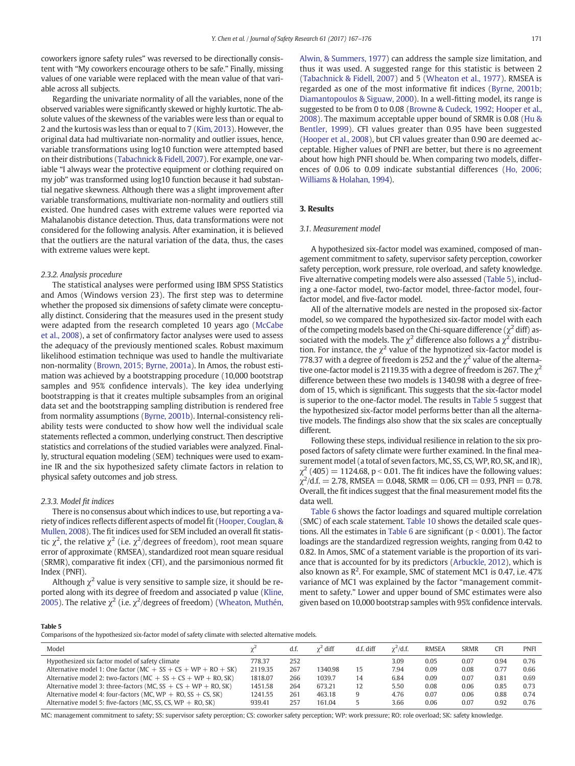coworkers ignore safety rules" was reversed to be directionally consistent with "My coworkers encourage others to be safe." Finally, missing values of one variable were replaced with the mean value of that variable across all subjects.

Regarding the univariate normality of all the variables, none of the observed variables were significantly skewed or highly kurtotic. The absolute values of the skewness of the variables were less than or equal to 2 and the kurtosis was less than or equal to 7 (Kim, 2013). However, the original data had multivariate non-normality and outlier issues, hence, variable transformations using log10 function were attempted based on their distributions (Tabachnick & Fidell, 2007). For example, one variable "I always wear the protective equipment or clothing required on my job" was transformed using log10 function because it had substantial negative skewness. Although there was a slight improvement after variable transformations, multivariate non-normality and outliers still existed. One hundred cases with extreme values were reported via Mahalanobis distance detection. Thus, data transformations were not considered for the following analysis. After examination, it is believed that the outliers are the natural variation of the data, thus, the cases with extreme values were kept.

#### 2.3.2. Analysis procedure

The statistical analyses were performed using IBM SPSS Statistics and Amos (Windows version 23). The first step was to determine whether the proposed six dimensions of safety climate were conceptually distinct. Considering that the measures used in the present study were adapted from the research completed 10 years ago (McCabe et al., 2008), a set of confirmatory factor analyses were used to assess the adequacy of the previously mentioned scales. Robust maximum likelihood estimation technique was used to handle the multivariate non-normality (Brown, 2015; Byrne, 2001a). In Amos, the robust estimation was achieved by a bootstrapping procedure (10,000 bootstrap samples and 95% confidence intervals). The key idea underlying bootstrapping is that it creates multiple subsamples from an original data set and the bootstrapping sampling distribution is rendered free from normality assumptions (Byrne, 2001b). Internal-consistency reliability tests were conducted to show how well the individual scale statements reflected a common, underlying construct. Then descriptive statistics and correlations of the studied variables were analyzed. Finally, structural equation modeling (SEM) techniques were used to examine IR and the six hypothesized safety climate factors in relation to physical safety outcomes and job stress.

#### 2.3.3. Model fit indices

There is no consensus about which indices to use, but reporting a variety of indices reflects different aspects of model fit (Hooper, Couglan, & Mullen, 2008). The fit indices used for SEM included an overall fit statistic $\chi^2$, the relative $\chi^2$ (i.e. $\chi^2$/degrees of freedom), root mean square error of approximate (RMSEA), standardized root mean square residual (SRMR), comparative fit index (CFI), and the parsimonious normed fit Index (PNFI).

Although $\chi^2$ value is very sensitive to sample size, it should be reported along with its degree of freedom and associated p value (Kline, 2005). The relative $\chi^2$ (i.e. $\chi^2$/degrees of freedom) (Wheaton, Muthén, Alwin, & Summers, 1977) can address the sample size limitation, and thus it was used. A suggested range for this statistic is between 2 (Tabachnick & Fidell, 2007) and 5 (Wheaton et al., 1977). RMSEA is regarded as one of the most informative fit indices (Byrne, 2001b; Diamantopoulos & Siguaw, 2000). In a well-fitting model, its range is suggested to be from 0 to 0.08 (Browne & Cudeck, 1992; Hooper et al., 2008). The maximum acceptable upper bound of SRMR is 0.08 (Hu & Bentler, 1999). CFI values greater than 0.95 have been suggested (Hooper et al., 2008), but CFI values greater than 0.90 are deemed acceptable. Higher values of PNFI are better, but there is no agreement about how high PNFI should be. When comparing two models, differences of 0.06 to 0.09 indicate substantial differences (Ho, 2006; Williams & Holahan, 1994).

## 3. Results

### 3.1. Measurement model

A hypothesized six-factor model was examined, composed of management commitment to safety, supervisor safety perception, coworker safety perception, work pressure, role overload, and safety knowledge. Five alternative competing models were also assessed (Table 5), including a one-factor model, two-factor model, three-factor model, four-factor model, and five-factor model.

All of the alternative models are nested in the proposed six-factor model, so we compared the hypothesized six-factor model with each of the competing models based on the Chi-square difference ($\chi^2$ diff) associated with the models. The $\chi^2$ difference also follows a $\chi^2$ distribution. For instance, the $\chi^2$ value of the hypnotized six-factor model is 778.37 with a degree of freedom is 252 and the $\chi^2$ value of the alternative one-factor model is 2119.35 with a degree of freedom is 267. The $\chi^2$ difference between these two models is 1340.98 with a degree of freedom of 15, which is significant. This suggests that the six-factor model is superior to the one-factor model. The results in Table 5 suggest that the hypothesized six-factor model performs better than all the alternative models. The findings also show that the six scales are conceptually different.

Following these steps, individual resilience in relation to the six proposed factors of safety climate were further examined. In the final measurement model (a total of seven factors, MC, SS, CS, WP, RO, SK, and IR), $\chi^2$ (405) = 1124.68, p < 0.01. The fit indices have the following values: $\chi^2$/d.f. = 2.78, RMSEA = 0.048, SRMR = 0.06, CFI = 0.93, PNFI = 0.78. Overall, the fit indices suggest that the final measurement model fits the data well.

Table 6 shows the factor loadings and squared multiple correlation (SMC) of each scale statement. Table 10 shows the detailed scale questions. All the estimates in Table 6 are significant (p < 0.001). The factor loadings are the standardized regression weights, ranging from 0.42 to 0.82. In Amos, SMC of a statement variable is the proportion of its variance that is accounted for by its predictors (Arbuckle, 2012), which is also known as $R^2$. For example, SMC of statement MC1 is 0.47, i.e. 47% variance of MC1 was explained by the factor "management commitment to safety." Lower and upper bound of SMC estimates were also given based on 10,000 bootstrap samples with 95% confidence intervals.

**Table 5**
Comparisons of the hypothesized six-factor model of safety climate with selected alternative models.

| Model | $\chi^2$ | d.f. | $\chi^2$ diff | d.f. diff | $\chi^2$/d.f. | RMSEA | SRMR | CFI | PNFI |
|---|---|---|---|---|---|---|---|---|---|
| Hypothesized six factor model of safety climate | 778.37 | 252 | | | 3.09 | 0.05 | 0.07 | 0.94 | 0.76 |
| Alternative model 1: One factor (MC + SS + CS + WP + RO + SK) | 2119.35 | 267 | 1340.98 | 15 | 7.94 | 0.09 | 0.08 | 0.77 | 0.66 |
| Alternative model 2: two-factors (MC + SS + CS + WP + RO, SK) | 1818.07 | 266 | 1039.7 | 14 | 6.84 | 0.09 | 0.07 | 0.81 | 0.69 |
| Alternative model 3: three-factors (MC, SS + CS + WP + RO, SK) | 1451.58 | 264 | 673.21 | 12 | 5.50 | 0.08 | 0.06 | 0.85 | 0.73 |
| Alternative model 4: four-factors (MC, WP + RO, SS + CS, SK) | 1241.55 | 261 | 463.18 | 9 | 4.76 | 0.07 | 0.06 | 0.88 | 0.74 |
| Alternative model 5: five-factors (MC, SS, CS, WP + RO, SK) | 939.41 | 257 | 161.04 | 5 | 3.66 | 0.06 | 0.07 | 0.92 | 0.76 |

MC: management commitment to safety; SS: supervisor safety perception; CS: coworker safety perception; WP: work pressure; RO: role overload; SK: safety knowledge.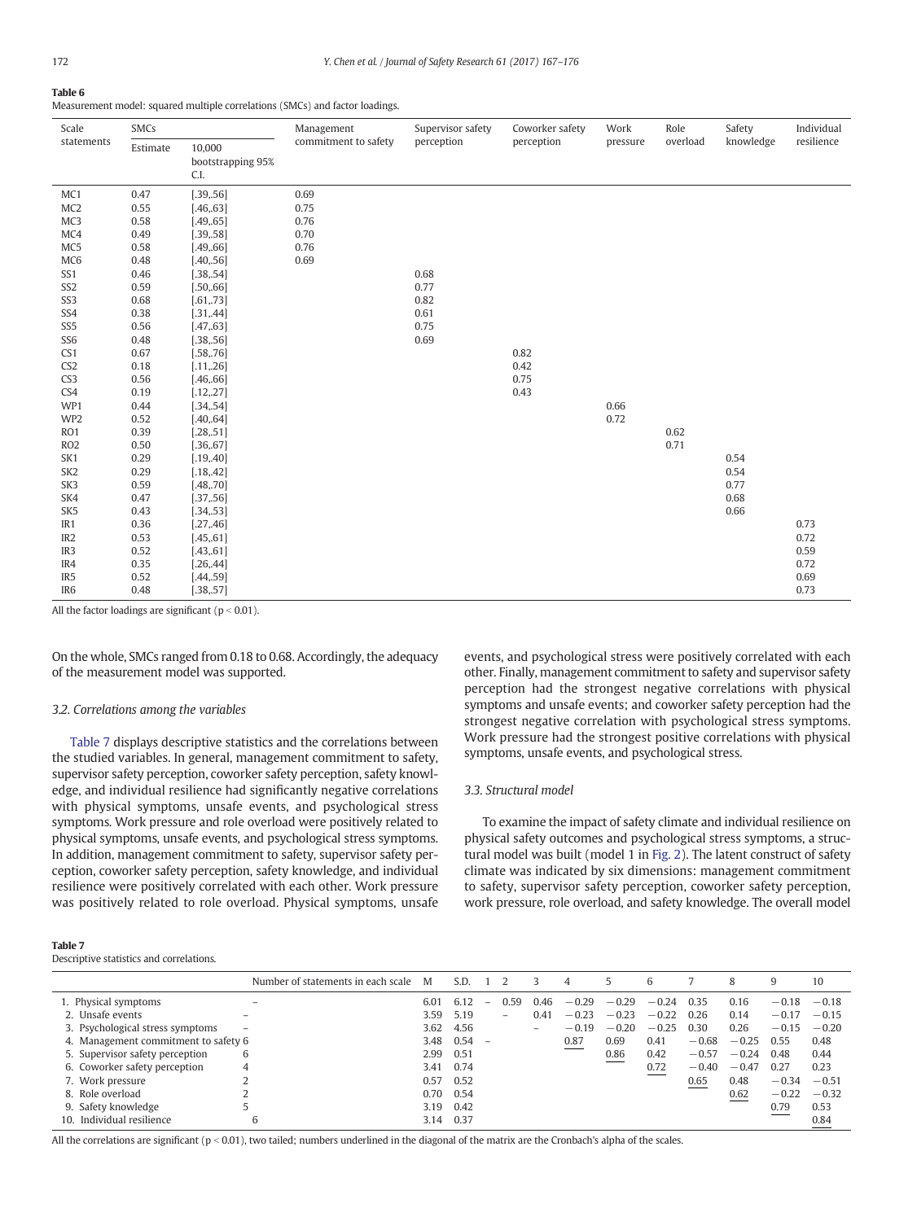**Table 6**
Measurement model: squared multiple correlations (SMCs) and factor loadings.

| Scale statements | SMCs | | Management commitment to safety | Supervisor safety perception | Coworker safety perception | Work pressure | Role overload | Safety knowledge | Individual resilience |
|---|---|---|---|---|---|---|---|---|---|
| | Estimate | 10,000 bootstrapping 95% C.I. | | | | | | | |
| MC1 | 0.47 | [.39,.56] | 0.69 | | | | | | |
| MC2 | 0.55 | [.46,.63] | 0.75 | | | | | | |
| MC3 | 0.58 | [.49,.65] | 0.76 | | | | | | |
| MC4 | 0.49 | [.39,.58] | 0.70 | | | | | | |
| MC5 | 0.58 | [.49,.66] | 0.76 | | | | | | |
| MC6 | 0.48 | [.40,.56] | 0.69 | | | | | | |
| SS1 | 0.46 | [.38,.54] | | 0.68 | | | | | |
| SS2 | 0.59 | [.50,.66] | | 0.77 | | | | | |
| SS3 | 0.68 | [.61,.73] | | 0.82 | | | | | |
| SS4 | 0.38 | [.31,.44] | | 0.61 | | | | | |
| SS5 | 0.56 | [.47,.63] | | 0.75 | | | | | |
| SS6 | 0.48 | [.38,.56] | | 0.69 | | | | | |
| CS1 | 0.67 | [.58,.76] | | | 0.82 | | | | |
| CS2 | 0.18 | [.11,.26] | | | 0.42 | | | | |
| CS3 | 0.56 | [.46,.66] | | | 0.75 | | | | |
| CS4 | 0.19 | [.12,.27] | | | 0.43 | | | | |
| WP1 | 0.44 | [.34,.54] | | | | 0.66 | | | |
| WP2 | 0.52 | [.40,.64] | | | | 0.72 | | | |
| RO1 | 0.39 | [.28,.51] | | | | | 0.62 | | |
| RO2 | 0.50 | [.36,.67] | | | | | 0.71 | | |
| SK1 | 0.29 | [.19,.40] | | | | | | 0.54 | |
| SK2 | 0.29 | [.18,.42] | | | | | | 0.54 | |
| SK3 | 0.59 | [.48,.70] | | | | | | 0.77 | |
| SK4 | 0.47 | [.37,.56] | | | | | | 0.68 | |
| SK5 | 0.43 | [.34,.53] | | | | | | 0.66 | |
| IR1 | 0.36 | [.27,.46] | | | | | | | 0.73 |
| IR2 | 0.53 | [.45,.61] | | | | | | | 0.72 |
| IR3 | 0.52 | [.43,.61] | | | | | | | 0.59 |
| IR4 | 0.35 | [.26,.44] | | | | | | | 0.72 |
| IR5 | 0.52 | [.44,.59] | | | | | | | 0.69 |
| IR6 | 0.48 | [.38,.57] | | | | | | | 0.73 |

All the factor loadings are significant ($p < 0.01$).

On the whole, SMCs ranged from 0.18 to 0.68. Accordingly, the adequacy of the measurement model was supported.

### 3.2. Correlations among the variables

Table 7 displays descriptive statistics and the correlations between the studied variables. In general, management commitment to safety, supervisor safety perception, coworker safety perception, safety knowledge, and individual resilience had significantly negative correlations with physical symptoms, unsafe events, and psychological stress symptoms. Work pressure and role overload were positively related to physical symptoms, unsafe events, and psychological stress symptoms. In addition, management commitment to safety, supervisor safety perception, coworker safety perception, safety knowledge, and individual resilience were positively correlated with each other. Work pressure was positively related to role overload. Physical symptoms, unsafe events, and psychological stress were positively correlated with each other. Finally, management commitment to safety and supervisor safety perception had the strongest negative correlations with physical symptoms and unsafe events; and coworker safety perception had the strongest negative correlation with psychological stress symptoms. Work pressure had the strongest positive correlations with physical symptoms, unsafe events, and psychological stress.

### 3.3. Structural model

To examine the impact of safety climate and individual resilience on physical safety outcomes and psychological stress symptoms, a structural model was built (model 1 in Fig. 2). The latent construct of safety climate was indicated by six dimensions: management commitment to safety, supervisor safety perception, coworker safety perception, work pressure, role overload, and safety knowledge. The overall model

**Table 7**
Descriptive statistics and correlations.

| | Number of statements in each scale | M | S.D. | 1 | 2 | 3 | 4 | 5 | 6 | 7 | 8 | 9 | 10 |
|---|---|---|---|---|---|---|---|---|---|---|---|---|---|
| 1. Physical symptoms | – | 6.01 | 6.12 | – | 0.59 | 0.46 | −0.29 | −0.29 | −0.24 | 0.35 | 0.16 | −0.18 | −0.18 |
| 2. Unsafe events | – | 3.59 | 5.19 | | – | 0.41 | −0.23 | −0.23 | −0.22 | 0.26 | 0.14 | −0.17 | −0.15 |
| 3. Psychological stress symptoms | – | 3.62 | 4.56 | | | – | −0.19 | −0.20 | −0.25 | 0.30 | 0.26 | −0.15 | −0.20 |
| 4. Management commitment to safety | 6 | 3.48 | 0.54 | – | | | 0.87 | 0.69 | 0.41 | −0.68 | −0.25 | 0.55 | 0.48 |
| 5. Supervisor safety perception | 6 | 2.99 | 0.51 | | | | | 0.86 | 0.42 | −0.57 | −0.24 | 0.48 | 0.44 |
| 6. Coworker safety perception | 4 | 3.41 | 0.74 | | | | | | 0.72 | −0.40 | −0.47 | 0.27 | 0.23 |
| 7. Work pressure | 2 | 0.57 | 0.52 | | | | | | | 0.65 | 0.48 | −0.34 | −0.51 |
| 8. Role overload | 2 | 0.70 | 0.54 | | | | | | | | 0.62 | −0.22 | −0.32 |
| 9. Safety knowledge | 5 | 3.19 | 0.42 | | | | | | | | | 0.79 | 0.53 |
| 10. Individual resilience | 6 | 3.14 | 0.37 | | | | | | | | | | 0.84 |

All the correlations are significant ($p < 0.01$), two tailed; numbers underlined in the diagonal of the matrix are the Cronbach's alpha of the scales.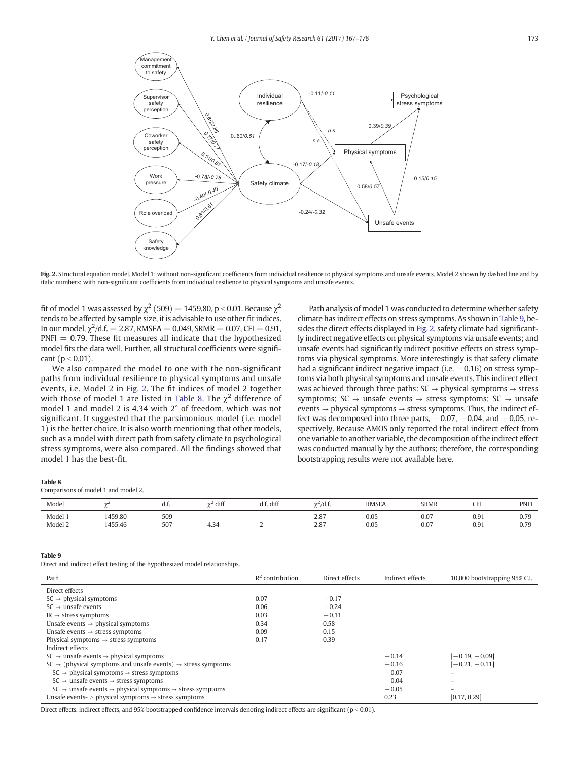Fig. 2. Structural equation model. Model 1: without non-significant coefficients from individual resilience to physical symptoms and unsafe events. Model 2 shown by dashed line and by italic numbers: with non-significant coefficients from individual resilience to physical symptoms and unsafe events.

fit of model 1 was assessed by $\chi^2$ (509) = 1459.80, $p < 0.01$. Because $\chi^2$ tends to be affected by sample size, it is advisable to use other fit indices. In our model, $\chi^2$/d.f. = 2.87, RMSEA = 0.049, SRMR = 0.07, CFI = 0.91, PNFI = 0.79. These fit measures all indicate that the hypothesized model fits the data well. Further, all structural coefficients were significant ($p < 0.01$).

We also compared the model to one with the non-significant paths from individual resilience to physical symptoms and unsafe events, i.e. Model 2 in Fig. 2. The fit indices of model 2 together with those of model 1 are listed in Table 8. The $\chi^2$ difference of model 1 and model 2 is 4.34 with 2° of freedom, which was not significant. It suggested that the parsimonious model (i.e. model 1) is the better choice. It is also worth mentioning that other models, such as a model with direct path from safety climate to psychological stress symptoms, were also compared. All the findings showed that model 1 has the best-fit.

Path analysis of model 1 was conducted to determine whether safety climate has indirect effects on stress symptoms. As shown in Table 9, besides the direct effects displayed in Fig. 2, safety climate had significantly indirect negative effects on physical symptoms via unsafe events; and unsafe events had significantly indirect positive effects on stress symptoms via physical symptoms. More interestingly is that safety climate had a significant indirect negative impact (i.e. −0.16) on stress symptoms via both physical symptoms and unsafe events. This indirect effect was achieved through three paths: SC → physical symptoms → stress symptoms; SC → unsafe events → stress symptoms; SC → unsafe events → physical symptoms → stress symptoms. Thus, the indirect effect was decomposed into three parts, −0.07, −0.04, and −0.05, respectively. Because AMOS only reported the total indirect effect from one variable to another variable, the decomposition of the indirect effect was conducted manually by the authors; therefore, the corresponding bootstrapping results were not available here.

**Table 8**
Comparisons of model 1 and model 2.

| Model | $\chi^2$ | d.f. | $\chi^2$ diff | d.f. diff | $\chi^2$/d.f. | RMSEA | SRMR | CFI | PNFI |
|---|---|---|---|---|---|---|---|---|---|
| Model 1 | 1459.80 | 509 | | | 2.87 | 0.05 | 0.07 | 0.91 | 0.79 |
| Model 2 | 1455.46 | 507 | 4.34 | 2 | 2.87 | 0.05 | 0.07 | 0.91 | 0.79 |

**Table 9**
Direct and indirect effect testing of the hypothesized model relationships.

| Path | $R^2$ contribution | Direct effects | Indirect effects | 10,000 bootstrapping 95% C.I. |
|---|---|---|---|---|
| Direct effects | | | | |
| SC → physical symptoms | 0.07 | −0.17 | | |
| SC → unsafe events | 0.06 | −0.24 | | |
| IR → stress symptoms | 0.03 | −0.11 | | |
| Unsafe events → physical symptoms | 0.34 | 0.58 | | |
| Unsafe events → stress symptoms | 0.09 | 0.15 | | |
| Physical symptoms → stress symptoms | 0.17 | 0.39 | | |
| Indirect effects | | | | |
| SC → unsafe events → physical symptoms | | | −0.14 | [−0.19, −0.09] |
| SC → (physical symptoms and unsafe events) → stress symptoms | | | −0.16 | [−0.21, −0.11] |
| SC → physical symptoms → stress symptoms | | | −0.07 | – |
| SC → unsafe events → stress symptoms | | | −0.04 | – |
| SC → unsafe events → physical symptoms → stress symptoms | | | −0.05 | – |
| Unsafe events- > physical symptoms → stress symptoms | | | 0.23 | [0.17, 0.29] |

Direct effects, indirect effects, and 95% bootstrapped confidence intervals denoting indirect effects are significant ($p < 0.01$).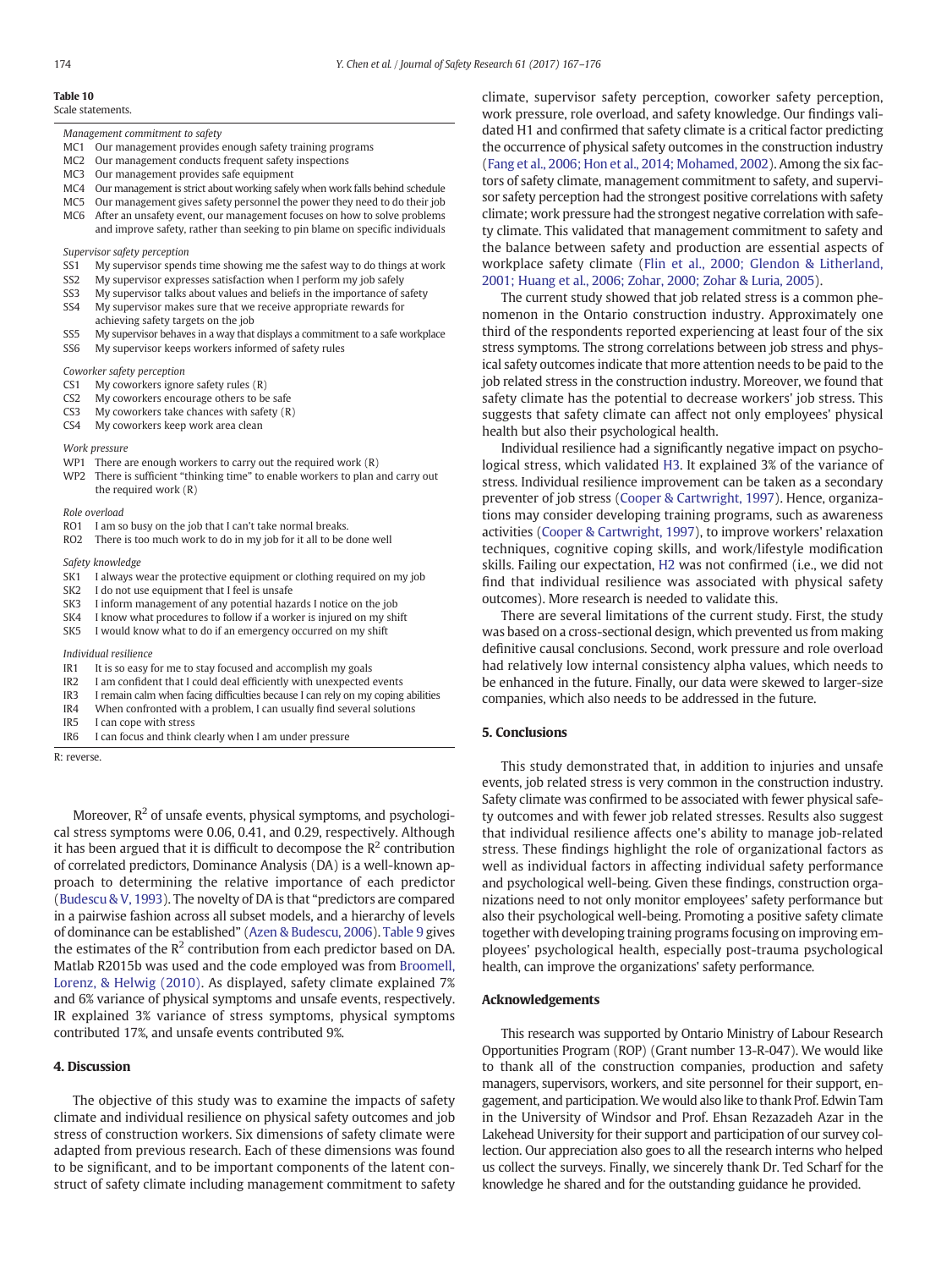**Table 10**
Scale statements.

| | |
|---|---|
| *Management commitment to safety* | |
| MC1 | Our management provides enough safety training programs |
| MC2 | Our management conducts frequent safety inspections |
| MC3 | Our management provides safe equipment |
| MC4 | Our management is strict about working safely when work falls behind schedule |
| MC5 | Our management gives safety personnel the power they need to do their job |
| MC6 | After an unsafety event, our management focuses on how to solve problems and improve safety, rather than seeking to pin blame on specific individuals |
| *Supervisor safety perception* | |
| SS1 | My supervisor spends time showing me the safest way to do things at work |
| SS2 | My supervisor expresses satisfaction when I perform my job safely |
| SS3 | My supervisor talks about values and beliefs in the importance of safety |
| SS4 | My supervisor makes sure that we receive appropriate rewards for achieving safety targets on the job |
| SS5 | My supervisor behaves in a way that displays a commitment to a safe workplace |
| SS6 | My supervisor keeps workers informed of safety rules |
| *Coworker safety perception* | |
| CS1 | My coworkers ignore safety rules (R) |
| CS2 | My coworkers encourage others to be safe |
| CS3 | My coworkers take chances with safety (R) |
| CS4 | My coworkers keep work area clean |
| *Work pressure* | |
| WP1 | There are enough workers to carry out the required work (R) |
| WP2 | There is sufficient "thinking time" to enable workers to plan and carry out the required work (R) |
| *Role overload* | |
| RO1 | I am so busy on the job that I can't take normal breaks. |
| RO2 | There is too much work to do in my job for it all to be done well |
| *Safety knowledge* | |
| SK1 | I always wear the protective equipment or clothing required on my job |
| SK2 | I do not use equipment that I feel is unsafe |
| SK3 | I inform management of any potential hazards I notice on the job |
| SK4 | I know what procedures to follow if a worker is injured on my shift |
| SK5 | I would know what to do if an emergency occurred on my shift |
| *Individual resilience* | |
| IR1 | It is so easy for me to stay focused and accomplish my goals |
| IR2 | I am confident that I could deal efficiently with unexpected events |
| IR3 | I remain calm when facing difficulties because I can rely on my coping abilities |
| IR4 | When confronted with a problem, I can usually find several solutions |
| IR5 | I can cope with stress |
| IR6 | I can focus and think clearly when I am under pressure |

R: reverse.

Moreover, $R^2$ of unsafe events, physical symptoms, and psychological stress symptoms were 0.06, 0.41, and 0.29, respectively. Although it has been argued that it is difficult to decompose the $R^2$ contribution of correlated predictors, Dominance Analysis (DA) is a well-known approach to determining the relative importance of each predictor (Budescu & V, 1993). The novelty of DA is that "predictors are compared in a pairwise fashion across all subset models, and a hierarchy of levels of dominance can be established" (Azen & Budescu, 2006). Table 9 gives the estimates of the $R^2$ contribution from each predictor based on DA. Matlab R2015b was used and the code employed was from Broomell, Lorenz, & Helwig (2010). As displayed, safety climate explained 7% and 6% variance of physical symptoms and unsafe events, respectively. IR explained 3% variance of stress symptoms, physical symptoms contributed 17%, and unsafe events contributed 9%.

## 4. Discussion

The objective of this study was to examine the impacts of safety climate and individual resilience on physical safety outcomes and job stress of construction workers. Six dimensions of safety climate were adapted from previous research. Each of these dimensions was found to be significant, and to be important components of the latent construct of safety climate including management commitment to safety climate, supervisor safety perception, coworker safety perception, work pressure, role overload, and safety knowledge. Our findings validated H1 and confirmed that safety climate is a critical factor predicting the occurrence of physical safety outcomes in the construction industry (Fang et al., 2006; Hon et al., 2014; Mohamed, 2002). Among the six factors of safety climate, management commitment to safety, and supervisor safety perception had the strongest positive correlations with safety climate; work pressure had the strongest negative correlation with safety climate. This validated that management commitment to safety and the balance between safety and production are essential aspects of workplace safety climate (Flin et al., 2000; Glendon & Litherland, 2001; Huang et al., 2006; Zohar, 2000; Zohar & Luria, 2005).

The current study showed that job related stress is a common phenomenon in the Ontario construction industry. Approximately one third of the respondents reported experiencing at least four of the six stress symptoms. The strong correlations between job stress and physical safety outcomes indicate that more attention needs to be paid to the job related stress in the construction industry. Moreover, we found that safety climate has the potential to decrease workers' job stress. This suggests that safety climate can affect not only employees' physical health but also their psychological health.

Individual resilience had a significantly negative impact on psychological stress, which validated H3. It explained 3% of the variance of stress. Individual resilience improvement can be taken as a secondary preventer of job stress (Cooper & Cartwright, 1997). Hence, organizations may consider developing training programs, such as awareness activities (Cooper & Cartwright, 1997), to improve workers' relaxation techniques, cognitive coping skills, and work/lifestyle modification skills. Failing our expectation, H2 was not confirmed (i.e., we did not find that individual resilience was associated with physical safety outcomes). More research is needed to validate this.

There are several limitations of the current study. First, the study was based on a cross-sectional design, which prevented us from making definitive causal conclusions. Second, work pressure and role overload had relatively low internal consistency alpha values, which needs to be enhanced in the future. Finally, our data were skewed to larger-size companies, which also needs to be addressed in the future.

## 5. Conclusions

This study demonstrated that, in addition to injuries and unsafe events, job related stress is very common in the construction industry. Safety climate was confirmed to be associated with fewer physical safety outcomes and with fewer job related stresses. Results also suggest that individual resilience affects one's ability to manage job-related stress. These findings highlight the role of organizational factors as well as individual factors in affecting individual safety performance and psychological well-being. Given these findings, construction organizations need to not only monitor employees' safety performance but also their psychological well-being. Promoting a positive safety climate together with developing training programs focusing on improving employees' psychological health, especially post-trauma psychological health, can improve the organizations' safety performance.

## Acknowledgements

This research was supported by Ontario Ministry of Labour Research Opportunities Program (ROP) (Grant number 13-R-047). We would like to thank all of the construction companies, production and safety managers, supervisors, workers, and site personnel for their support, engagement, and participation. We would also like to thank Prof. Edwin Tam in the University of Windsor and Prof. Ehsan Rezazadeh Azar in the Lakehead University for their support and participation of our survey collection. Our appreciation also goes to all the research interns who helped us collect the surveys. Finally, we sincerely thank Dr. Ted Scharf for the knowledge he shared and for the outstanding guidance he provided.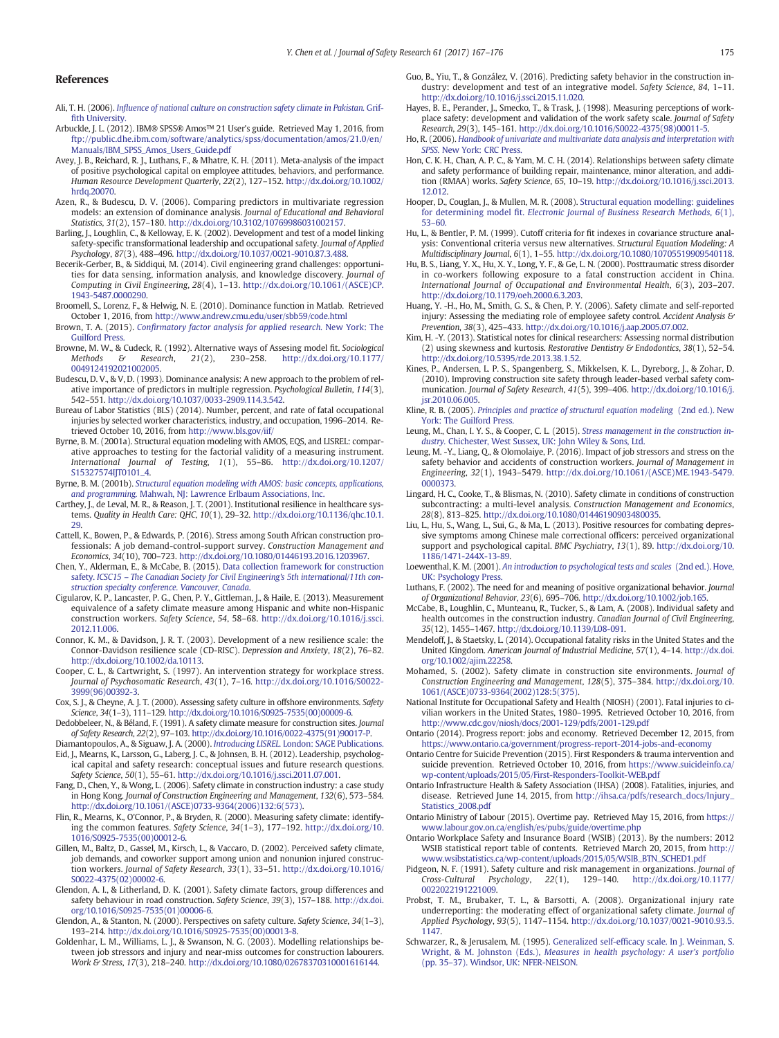# References

Ali, T. H. (2006). *Influence of national culture on construction safety climate in Pakistan.* Griffith University.

Arbuckle, J. L. (2012). IBM® SPSS® Amos™ 21 User's guide. Retrieved May 1, 2016, from ftp://public.dhe.ibm.com/software/analytics/spss/documentation/amos/21.0/en/Manuals/IBM_SPSS_Amos_Users_Guide.pdf

Avey, J. B., Reichard, R. J., Luthans, F., & Mhatre, K. H. (2011). Meta-analysis of the impact of positive psychological capital on employee attitudes, behaviors, and performance. *Human Resource Development Quarterly*, *22*(2), 127–152. http://dx.doi.org/10.1002/hrdq.20070.

Azen, R., & Budescu, D. V. (2006). Comparing predictors in multivariate regression models: an extension of dominance analysis. *Journal of Educational and Behavioral Statistics*, *31*(2), 157–180. http://dx.doi.org/10.3102/10769986031002157.

Barling, J., Loughlin, C., & Kelloway, E. K. (2002). Development and test of a model linking safety-specific transformational leadership and occupational safety. *Journal of Applied Psychology*, *87*(3), 488–496. http://dx.doi.org/10.1037/0021-9010.87.3.488.

Becerik-Gerber, B., & Siddiqui, M. (2014). Civil engineering grand challenges: opportunities for data sensing, information analysis, and knowledge discovery. *Journal of Computing in Civil Engineering*, *28*(4), 1–13. http://dx.doi.org/10.1061/(ASCE)CP.1943-5487.0000290.

Broomell, S., Lorenz, F., & Helwig, N. E. (2010). Dominance function in Matlab. Retrieved October 1, 2016, from http://www.andrew.cmu.edu/user/sbb59/code.html

Brown, T. A. (2015). *Confirmatory factor analysis for applied research.* New York: The Guilford Press.

Browne, M. W., & Cudeck, R. (1992). Alternative ways of Assesing model fit. *Sociological Methods & Research*, *21*(2), 230–258. http://dx.doi.org/10.1177/0049124192021002005.

Budescu, D. V., & V, D. (1993). Dominance analysis: A new approach to the problem of relative importance of predictors in multiple regression. *Psychological Bulletin*, *114*(3), 542–551. http://dx.doi.org/10.1037/0033-2909.114.3.542.

Bureau of Labor Statistics (BLS) (2014). Number, percent, and rate of fatal occupational injuries by selected worker characteristics, industry, and occupation, 1996–2014. Retrieved October 10, 2016, from http://www.bls.gov/iif/

Byrne, B. M. (2001a). Structural equation modeling with AMOS, EQS, and LISREL: comparative approaches to testing for the factorial validity of a measuring instrument. *International Journal of Testing*, *1*(1), 55–86. http://dx.doi.org/10.1207/S15327574IJT0101_4.

Byrne, B. M. (2001b). *Structural equation modeling with AMOS: basic concepts, applications, and programming.* Mahwah, NJ: Lawrence Erlbaum Associations, Inc.

Carthey, J., de Leval, M. R., & Reason, J. T. (2001). Institutional resilience in healthcare systems. *Quality in Health Care: QHC*, *10*(1), 29–32. http://dx.doi.org/10.1136/qhc.10.1.29.

Cattell, K., Bowen, P., & Edwards, P. (2016). Stress among South African construction professionals: A job demand-control-support survey. *Construction Management and Economics*, *34*(10), 700–723. http://dx.doi.org/10.1080/01446193.2016.1203967.

Chen, Y., Alderman, E., & McCabe, B. (2015). Data collection framework for construction safety. *ICSC15 – The Canadian Society for Civil Engineering's 5th international/11th construction specialty conference. Vancouver, Canada.*

Cigularov, K. P., Lancaster, P. G., Chen, P. Y., Gittleman, J., & Haile, E. (2013). Measurement equivalence of a safety climate measure among Hispanic and white non-Hispanic construction workers. *Safety Science*, *54*, 58–68. http://dx.doi.org/10.1016/j.ssci.2012.11.006.

Connor, K. M., & Davidson, J. R. T. (2003). Development of a new resilience scale: the Connor-Davidson resilience scale (CD-RISC). *Depression and Anxiety*, *18*(2), 76–82. http://dx.doi.org/10.1002/da.10113.

Cooper, C. L., & Cartwright, S. (1997). An intervention strategy for workplace stress. *Journal of Psychosomatic Research*, *43*(1), 7–16. http://dx.doi.org/10.1016/S0022-3999(96)00392-3.

Cox, S. J., & Cheyne, A. J. T. (2000). Assessing safety culture in offshore environments. *Safety Science*, *34*(1–3), 111–129. http://dx.doi.org/10.1016/S0925-7535(00)00009-6.

Dedobbeleer, N., & Béland, F. (1991). A safety climate measure for construction sites. *Journal of Safety Research*, *22*(2), 97–103. http://dx.doi.org/10.1016/0022-4375(91)90017-P.

Diamantopoulos, A., & Siguaw, J. A. (2000). *Introducing LISREL.* London: SAGE Publications.

Eid, J., Mearns, K., Larsson, G., Laberg, J. C., & Johnsen, B. H. (2012). Leadership, psychological capital and safety research: conceptual issues and future research questions. *Safety Science*, *50*(1), 55–61. http://dx.doi.org/10.1016/j.ssci.2011.07.001.

Fang, D., Chen, Y., & Wong, L. (2006). Safety climate in construction industry: a case study in Hong Kong. *Journal of Construction Engineering and Management*, *132*(6), 573–584. http://dx.doi.org/10.1061/(ASCE)0733-9364(2006)132:6(573).

Flin, R., Mearns, K., O'Connor, P., & Bryden, R. (2000). Measuring safety climate: identifying the common features. *Safety Science*, *34*(1–3), 177–192. http://dx.doi.org/10.1016/S0925-7535(00)00012-6.

Gillen, M., Baltz, D., Gassel, M., Kirsch, L., & Vaccaro, D. (2002). Perceived safety climate, job demands, and coworker support among union and nonunion injured construction workers. *Journal of Safety Research*, *33*(1), 33–51. http://dx.doi.org/10.1016/S0022-4375(02)00002-6.

Glendon, A. I., & Litherland, D. K. (2001). Safety climate factors, group differences and safety behaviour in road construction. *Safety Science*, *39*(3), 157–188. http://dx.doi.org/10.1016/S0925-7535(01)00006-6.

Glendon, A., & Stanton, N. (2000). Perspectives on safety culture. *Safety Science*, *34*(1–3), 193–214. http://dx.doi.org/10.1016/S0925-7535(00)00013-8.

Goldenhar, L. M., Williams, L. J., & Swanson, N. G. (2003). Modelling relationships between job stressors and injury and near-miss outcomes for construction labourers. *Work & Stress*, *17*(3), 218–240. http://dx.doi.org/10.1080/02678370310001616144.

Guo, B., Yiu, T., & González, V. (2016). Predicting safety behavior in the construction industry: development and test of an integrative model. *Safety Science*, *84*, 1–11. http://dx.doi.org/10.1016/j.ssci.2015.11.020.

Hayes, B. E., Perander, J., Smecko, T., & Trask, J. (1998). Measuring perceptions of workplace safety: development and validation of the work safety scale. *Journal of Safety Research*, *29*(3), 145–161. http://dx.doi.org/10.1016/S0022-4375(98)00011-5.

Ho, R. (2006). *Handbook of univariate and multivariate data analysis and interpretation with SPSS.* New York: CRC Press.

Hon, C. K. H., Chan, A. P. C., & Yam, M. C. H. (2014). Relationships between safety climate and safety performance of building repair, maintenance, minor alteration, and addition (RMAA) works. *Safety Science*, *65*, 10–19. http://dx.doi.org/10.1016/j.ssci.2013.12.012.

Hooper, D., Couglan, J., & Mullen, M. R. (2008). Structural equation modelling: guidelines for determining model fit. *Electronic Journal of Business Research Methods*, *6*(1), 53–60.

Hu, L., & Bentler, P. M. (1999). Cutoff criteria for fit indexes in covariance structure analysis: Conventional criteria versus new alternatives. *Structural Equation Modeling: A Multidisciplinary Journal*, *6*(1), 1–55. http://dx.doi.org/10.1080/10705519909540118.

Hu, B. S., Liang, Y. X., Hu, X. Y., Long, Y. F., & Ge, L. N. (2000). Posttraumatic stress disorder in co-workers following exposure to a fatal construction accident in China. *International Journal of Occupational and Environmental Health*, *6*(3), 203–207. http://dx.doi.org/10.1179/oeh.2000.6.3.203.

Huang, Y. -H., Ho, M., Smith, G. S., & Chen, P. Y. (2006). Safety climate and self-reported injury: Assessing the mediating role of employee safety control. *Accident Analysis & Prevention*, *38*(3), 425–433. http://dx.doi.org/10.1016/j.aap.2005.07.002.

Kim, H. -Y. (2013). Statistical notes for clinical researchers: Assessing normal distribution (2) using skewness and kurtosis. *Restorative Dentistry & Endodontics*, *38*(1), 52–54. http://dx.doi.org/10.5395/rde.2013.38.1.52.

Kines, P., Andersen, L. P. S., Spangenberg, S., Mikkelsen, K. L., Dyreborg, J., & Zohar, D. (2010). Improving construction site safety through leader-based verbal safety communication. *Journal of Safety Research*, *41*(5), 399–406. http://dx.doi.org/10.1016/j.jsr.2010.06.005.

Kline, R. B. (2005). *Principles and practice of structural equation modeling* (2nd ed.). New York: The Guilford Press.

Leung, M., Chan, I. Y. S., & Cooper, C. L. (2015). *Stress management in the construction industry.* Chichester, West Sussex, UK: John Wiley & Sons, Ltd.

Leung, M. -Y., Liang, Q., & Olomolaiye, P. (2016). Impact of job stressors and stress on the safety behavior and accidents of construction workers. *Journal of Management in Engineering*, *32*(1), 1943–5479. http://dx.doi.org/10.1061/(ASCE)ME.1943-5479.0000373.

Lingard, H. C., Cooke, T., & Blismas, N. (2010). Safety climate in conditions of construction subcontracting: a multi-level analysis. *Construction Management and Economics*, *28*(8), 813–825. http://dx.doi.org/10.1080/01446190903480035.

Liu, L., Hu, S., Wang, L., Sui, G., & Ma, L. (2013). Positive resources for combating depressive symptoms among Chinese male correctional officers: perceived organizational support and psychological capital. *BMC Psychiatry*, *13*(1), 89. http://dx.doi.org/10.1186/1471-244X-13-89.

Loewenthal, K. M. (2001). *An introduction to psychological tests and scales* (2nd ed.). Hove, UK: Psychology Press.

Luthans, F. (2002). The need for and meaning of positive organizational behavior. *Journal of Organizational Behavior*, *23*(6), 695–706. http://dx.doi.org/10.1002/job.165.

McCabe, B., Loughlin, C., Munteanu, R., Tucker, S., & Lam, A. (2008). Individual safety and health outcomes in the construction industry. *Canadian Journal of Civil Engineering*, *35*(12), 1455–1467. http://dx.doi.org/10.1139/L08-091.

Mendeloff, J., & Staetsky, L. (2014). Occupational fatality risks in the United States and the United Kingdom. *American Journal of Industrial Medicine*, *57*(1), 4–14. http://dx.doi.org/10.1002/ajim.22258.

Mohamed, S. (2002). Safety climate in construction site environments. *Journal of Construction Engineering and Management*, *128*(5), 375–384. http://dx.doi.org/10.1061/(ASCE)0733-9364(2002)128:5(375).

National Institute for Occupational Safety and Health (NIOSH) (2001). Fatal injuries to civilian workers in the United States, 1980–1995. Retrieved October 10, 2016, from http://www.cdc.gov/niosh/docs/2001-129/pdfs/2001-129.pdf

Ontario (2014). Progress report: jobs and economy. Retrieved December 12, 2015, from https://www.ontario.ca/government/progress-report-2014-jobs-and-economy

Ontario Centre for Suicide Prevention (2015). First Responders & trauma intervention and suicide prevention. Retrieved October 10, 2016, from https://www.suicideinfo.ca/wp-content/uploads/2015/05/First-Responders-Toolkit-WEB.pdf

Ontario Infrastructure Health & Safety Association (IHSA) (2008). Fatalities, injuries, and disease. Retrieved June 14, 2015, from http://ihsa.ca/pdfs/research_docs/Injury_Statistics_2008.pdf

Ontario Ministry of Labour (2015). Overtime pay. Retrieved May 15, 2016, from https://www.labour.gov.on.ca/english/es/pubs/guide/overtime.php

Ontario Workplace Safety and Insurance Board (WSIB) (2013). By the numbers: 2012 WSIB statistical report table of contents. Retrieved March 20, 2015, from http://www.wsibstatistics.ca/wp-content/uploads/2015/05/WSIB_BTN_SCHED1.pdf

Pidgeon, N. F. (1991). Safety culture and risk management in organizations. *Journal of Cross-Cultural Psychology*, *22*(1), 129–140. http://dx.doi.org/10.1177/0022022191221009.

Probst, T. M., Brubaker, T. L., & Barsotti, A. (2008). Organizational injury rate underreporting: the moderating effect of organizational safety climate. *Journal of Applied Psychology*, *93*(5), 1147–1154. http://dx.doi.org/10.1037/0021-9010.93.5.1147.

Schwarzer, R., & Jerusalem, M. (1995). Generalized self-efficacy scale. In J. Weinman, S. Wright, & M. Johnston (Eds.), *Measures in health psychology: A user's portfolio* (pp. 35–37). Windsor, UK: NFER-NELSON.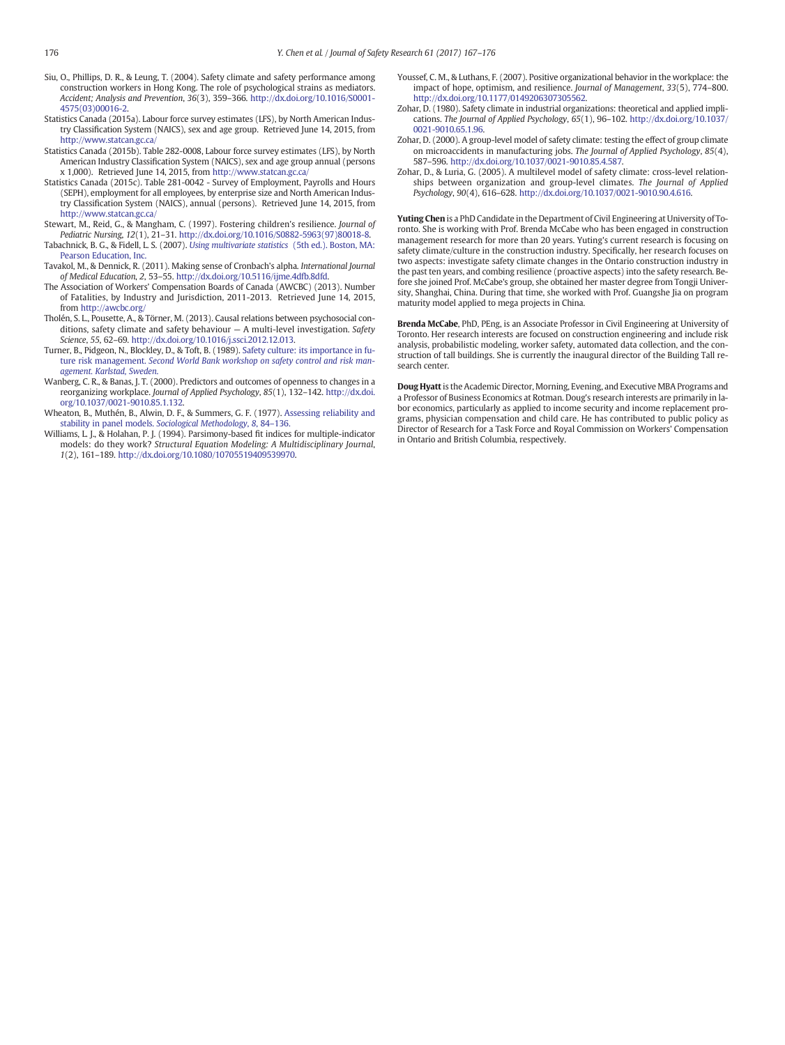Siu, O., Phillips, D. R., & Leung, T. (2004). Safety climate and safety performance among construction workers in Hong Kong. The role of psychological strains as mediators. *Accident; Analysis and Prevention*, *36*(3), 359–366. http://dx.doi.org/10.1016/S0001-4575(03)00016-2.

Statistics Canada (2015a). Labour force survey estimates (LFS), by North American Industry Classification System (NAICS), sex and age group. Retrieved June 14, 2015, from http://www.statcan.gc.ca/

Statistics Canada (2015b). Table 282-0008, Labour force survey estimates (LFS), by North American Industry Classification System (NAICS), sex and age group annual (persons x 1,000). Retrieved June 14, 2015, from http://www.statcan.gc.ca/

Statistics Canada (2015c). Table 281-0042 - Survey of Employment, Payrolls and Hours (SEPH), employment for all employees, by enterprise size and North American Industry Classification System (NAICS), annual (persons). Retrieved June 14, 2015, from http://www.statcan.gc.ca/

Stewart, M., Reid, G., & Mangham, C. (1997). Fostering children's resilience. *Journal of Pediatric Nursing*, *12*(1), 21–31. http://dx.doi.org/10.1016/S0882-5963(97)80018-8.

Tabachnick, B. G., & Fidell, L. S. (2007). *Using multivariate statistics* (5th ed.). Boston, MA: Pearson Education, Inc.

Tavakol, M., & Dennick, R. (2011). Making sense of Cronbach's alpha. *International Journal of Medical Education*, *2*, 53–55. http://dx.doi.org/10.5116/ijme.4dfb.8dfd.

The Association of Workers' Compensation Boards of Canada (AWCBC) (2013). Number of Fatalities, by Industry and Jurisdiction, 2011-2013. Retrieved June 14, 2015, from http://awcbc.org/

Tholén, S. L., Pousette, A., & Törner, M. (2013). Causal relations between psychosocial conditions, safety climate and safety behaviour — A multi-level investigation. *Safety Science*, *55*, 62–69. http://dx.doi.org/10.1016/j.ssci.2012.12.013.

Turner, B., Pidgeon, N., Blockley, D., & Toft, B. (1989). Safety culture: its importance in future risk management. *Second World Bank workshop on safety control and risk management. Karlstad, Sweden.*

Wanberg, C. R., & Banas, J. T. (2000). Predictors and outcomes of openness to changes in a reorganizing workplace. *Journal of Applied Psychology*, *85*(1), 132–142. http://dx.doi.org/10.1037/0021-9010.85.1.132.

Wheaton, B., Muthén, B., Alwin, D. F., & Summers, G. F. (1977). Assessing reliability and stability in panel models. *Sociological Methodology*, *8*, 84–136.

Williams, L. J., & Holahan, P. J. (1994). Parsimony-based fit indices for multiple-indicator models: do they work? *Structural Equation Modeling: A Multidisciplinary Journal*, *1*(2), 161–189. http://dx.doi.org/10.1080/10705519409539970.

Youssef, C. M., & Luthans, F. (2007). Positive organizational behavior in the workplace: the impact of hope, optimism, and resilience. *Journal of Management*, *33*(5), 774–800. http://dx.doi.org/10.1177/0149206307305562.

Zohar, D. (1980). Safety climate in industrial organizations: theoretical and applied implications. *The Journal of Applied Psychology*, *65*(1), 96–102. http://dx.doi.org/10.1037/0021-9010.65.1.96.

Zohar, D. (2000). A group-level model of safety climate: testing the effect of group climate on microaccidents in manufacturing jobs. *The Journal of Applied Psychology*, *85*(4), 587–596. http://dx.doi.org/10.1037/0021-9010.85.4.587.

Zohar, D., & Luria, G. (2005). A multilevel model of safety climate: cross-level relationships between organization and group-level climates. *The Journal of Applied Psychology*, *90*(4), 616–628. http://dx.doi.org/10.1037/0021-9010.90.4.616.

**Yuting Chen** is a PhD Candidate in the Department of Civil Engineering at University of Toronto. She is working with Prof. Brenda McCabe who has been engaged in construction management research for more than 20 years. Yuting's current research is focusing on safety climate/culture in the construction industry. Specifically, her research focuses on two aspects: investigate safety climate changes in the Ontario construction industry in the past ten years, and combing resilience (proactive aspects) into the safety research. Before she joined Prof. McCabe's group, she obtained her master degree from Tongji University, Shanghai, China. During that time, she worked with Prof. Guangshe Jia on program maturity model applied to mega projects in China.

**Brenda McCabe**, PhD, PEng, is an Associate Professor in Civil Engineering at University of Toronto. Her research interests are focused on construction engineering and include risk analysis, probabilistic modeling, worker safety, automated data collection, and the construction of tall buildings. She is currently the inaugural director of the Building Tall research center.

**Doug Hyatt** is the Academic Director, Morning, Evening, and Executive MBA Programs and a Professor of Business Economics at Rotman. Doug's research interests are primarily in labor economics, particularly as applied to income security and income replacement programs, physician compensation and child care. He has contributed to public policy as Director of Research for a Task Force and Royal Commission on Workers' Compensation in Ontario and British Columbia, respectively.